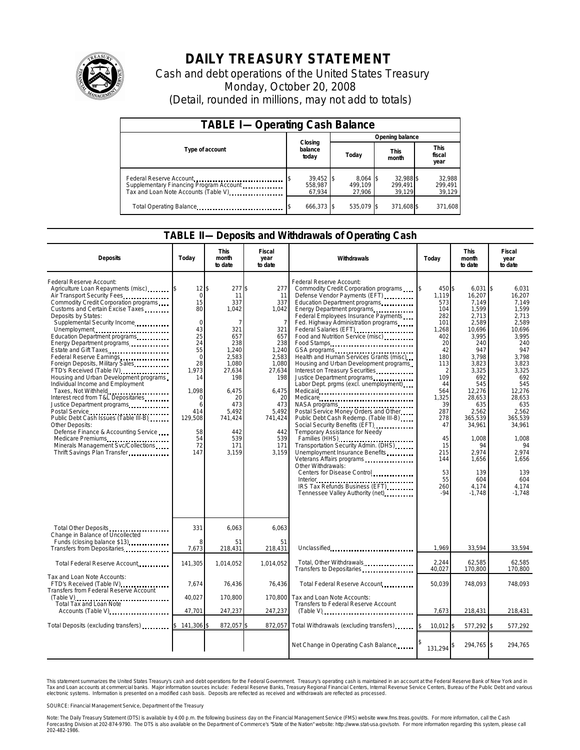# DAILY TREASURY STATEMENT

Cash and debt operations of the United States Treasury

Monday, October 20, 2008

(Detail, rounded in millions, may not add to totals)

## TABLE I— Operating Cash Balance

| Type of account | Closing balance today | Opening balance Today | Opening balance This month | Opening balance This fiscal year |
|---|---|---|---|---|
| Federal Reserve Account | $ 39,452 | $ 8,064 | $ 32,988 | $ 32,988 |
| Supplementary Financing Program Account | 558,987 | 499,109 | 299,491 | 299,491 |
| Tax and Loan Note Accounts (Table V) | 67,934 | 27,906 | 39,129 | 39,129 |
| Total Operating Balance | $ 666,373 | $ 535,079 | $ 371,608 | $ 371,608 |

## TABLE II— Deposits and Withdrawals of Operating Cash

| Deposits | Today | This month to date | Fiscal year to date |
|---|---|---|---|
| Federal Reserve Account: | | | |
| Agriculture Loan Repayments (misc) | $ 12 | $ 277 | $ 277 |
| Air Transport Security Fees | 0 | 11 | 11 |
| Commodity Credit Corporation programs | 15 | 337 | 337 |
| Customs and Certain Excise Taxes | 80 | 1,042 | 1,042 |
| Deposits by States: | | | |
| Supplemental Security Income | 0 | 7 | 7 |
| Unemployment | 43 | 321 | 321 |
| Education Department programs | 25 | 657 | 657 |
| Energy Department programs | 24 | 238 | 238 |
| Estate and Gift Taxes | 55 | 1,240 | 1,240 |
| Federal Reserve Earnings | 0 | 2,583 | 2,583 |
| Foreign Deposits, Military Sales | 28 | 1,080 | 1,080 |
| FTD's Received (Table IV) | 1,973 | 27,634 | 27,634 |
| Housing and Urban Development programs | 14 | 198 | 198 |
| Individual Income and Employment Taxes, Not Withheld | 1,098 | 6,475 | 6,475 |
| Interest recd from T&L Depositaries | 0 | 20 | 20 |
| Justice Department programs | 6 | 473 | 473 |
| Postal Service | 414 | 5,492 | 5,492 |
| Public Debt Cash Issues (Table III-B) | 129,508 | 741,424 | 741,424 |
| Other Deposits: | | | |
| Defense Finance & Accounting Service | 58 | 442 | 442 |
| Medicare Premiums | 54 | 539 | 539 |
| Minerals Management Svc/Collections | 72 | 171 | 171 |
| Thrift Savings Plan Transfer | 147 | 3,159 | 3,159 |
| Total Other Deposits | 331 | 6,063 | 6,063 |
| Change in Balance of Uncollected Funds (closing balance $13) | 8 | 51 | 51 |
| Transfers from Depositaries | 7,673 | 218,431 | 218,431 |
| Total Federal Reserve Account | 141,305 | 1,014,052 | 1,014,052 |
| Tax and Loan Note Accounts: | | | |
| FTD's Received (Table IV) | 7,674 | 76,436 | 76,436 |
| Transfers from Federal Reserve Account (Table V) | 40,027 | 170,800 | 170,800 |
| Total Tax and Loan Note Accounts (Table V) | 47,701 | 247,237 | 247,237 |
| Total Deposits (excluding transfers) | $ 141,306 | $ 872,057 | $ 872,057 |

| Withdrawals | Today | This month to date | Fiscal year to date |
|---|---|---|---|
| Federal Reserve Account: | | | |
| Commodity Credit Corporation programs | $ 450 | $ 6,031 | $ 6,031 |
| Defense Vendor Payments (EFT) | 1,119 | 16,207 | 16,207 |
| Education Department programs | 573 | 7,149 | 7,149 |
| Energy Department programs | 104 | 1,599 | 1,599 |
| Federal Employees Insurance Payments | 282 | 2,713 | 2,713 |
| Fed. Highway Administration programs | 101 | 2,589 | 2,589 |
| Federal Salaries (EFT) | 1,268 | 10,696 | 10,696 |
| Food and Nutrition Service (misc) | 402 | 3,995 | 3,995 |
| Food Stamps | 20 | 240 | 240 |
| GSA programs | 42 | 947 | 947 |
| Health and Human Services Grants (misc) | 180 | 3,798 | 3,798 |
| Housing and Urban Development programs | 113 | 3,823 | 3,823 |
| Interest on Treasury Securities | 2 | 3,325 | 3,325 |
| Justice Department programs | 109 | 692 | 692 |
| Labor Dept. prgms (excl. unemployment) | 44 | 545 | 545 |
| Medicaid | 564 | 12,276 | 12,276 |
| Medicare | 1,325 | 28,653 | 28,653 |
| NASA programs | 39 | 635 | 635 |
| Postal Service Money Orders and Other | 287 | 2,562 | 2,562 |
| Public Debt Cash Redemp. (Table III-B) | 278 | 365,539 | 365,539 |
| Social Security Benefits (EFT) | 47 | 34,961 | 34,961 |
| Temporary Assistance for Needy Families (HHS) | 45 | 1,008 | 1,008 |
| Transportation Security Admin. (DHS) | 15 | 94 | 94 |
| Unemployment Insurance Benefits | 215 | 2,974 | 2,974 |
| Veterans Affairs programs | 144 | 1,656 | 1,656 |
| Other Withdrawals: | | | |
| Centers for Disease Control | 53 | 139 | 139 |
| Interior | 55 | 604 | 604 |
| IRS Tax Refunds Business (EFT) | 260 | 4,174 | 4,174 |
| Tennessee Valley Authority (net) | -94 | -1,748 | -1,748 |
| Unclassified | 1,969 | 33,594 | 33,594 |
| Total, Other Withdrawals | 2,244 | 62,585 | 62,585 |
| Transfers to Depositaries | 40,027 | 170,800 | 170,800 |
| Total Federal Reserve Account | 50,039 | 748,093 | 748,093 |
| Tax and Loan Note Accounts: | | | |
| Transfers to Federal Reserve Account (Table V) | 7,673 | 218,431 | 218,431 |
| Total Withdrawals (excluding transfers) | $ 10,012 | $ 577,292 | $ 577,292 |
| Net Change in Operating Cash Balance | $ 131,294 | $ 294,765 | $ 294,765 |

This statement summarizes the United States Treasury's cash and debt operations for the Federal Government. Treasury's operating cash is maintained in an account at the Federal Reserve Bank of New York and in Tax and Loan accounts at commercial banks. Major information sources include: Federal Reserve Banks, Treasury Regional Financial Centers, Internal Revenue Service Centers, Bureau of the Public Debt and various electronic systems. Information is presented on a modified cash basis. Deposits are reflected as received and withdrawals are reflected as processed.

SOURCE: Financial Management Service, Department of the Treasury

Note: The Daily Treasury Statement (DTS) is available by 4:00 p.m. the following business day on the Financial Management Service (FMS) website www.fms.treas.gov/dts. For more information, call the Cash Forecasting Division at 202-874-9790. The DTS is also available on the Department of Commerce's "State of the Nation" website: http://www.stat-usa.gov/sotn. For more information regarding this system, please call 202-482-1986.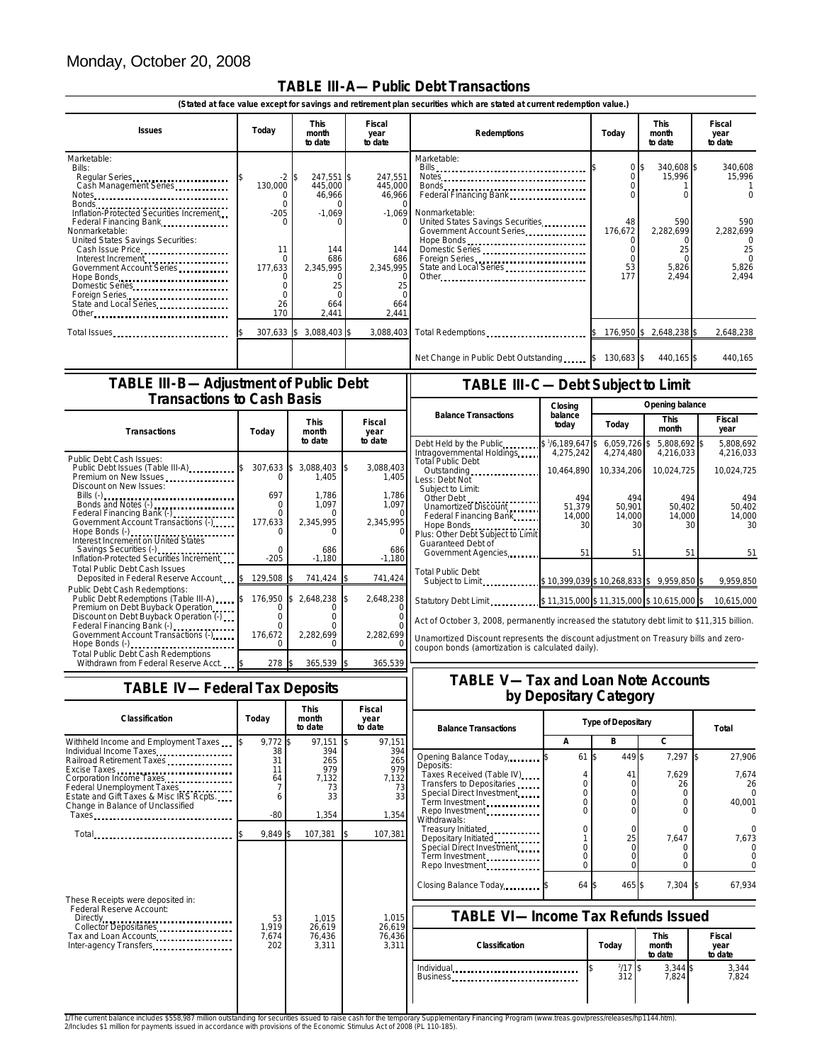Monday, October 20, 2008

## TABLE III-A— Public Debt Transactions

(Stated at face value except for savings and retirement plan securities which are stated at current redemption value.)

| Issues | Today | This month to date | Fiscal year to date |
|---|---|---|---|
| Marketable: | | | |
| Bills: | | | |
| Regular Series | $ -2 | $ 247,551 | $ 247,551 |
| Cash Management Series | 130,000 | 445,000 | 445,000 |
| Notes | 0 | 46,966 | 46,966 |
| Bonds | 0 | 0 | 0 |
| Inflation-Protected Securities Increment | -205 | -1,069 | -1,069 |
| Federal Financing Bank | 0 | 0 | 0 |
| Nonmarketable: | | | |
| United States Savings Securities: | | | |
| Cash Issue Price | 11 | 144 | 144 |
| Interest Increment | 0 | 686 | 686 |
| Government Account Series | 177,633 | 2,345,995 | 2,345,995 |
| Hope Bonds | 0 | 0 | 0 |
| Domestic Series | 0 | 25 | 25 |
| Foreign Series | 0 | 0 | 0 |
| State and Local Series | 26 | 664 | 664 |
| Other | 170 | 2,441 | 2,441 |
| Total Issues | $ 307,633 | $ 3,088,403 | $ 3,088,403 |

| Redemptions | Today | This month to date | Fiscal year to date |
|---|---|---|---|
| Marketable: | | | |
| Bills | $ 0 | $ 340,608 | $ 340,608 |
| Notes | 0 | 15,996 | 15,996 |
| Bonds | 0 | 1 | 1 |
| Federal Financing Bank | 0 | 0 | 0 |
| Nonmarketable: | | | |
| United States Savings Securities | 48 | 590 | 590 |
| Government Account Series | 176,672 | 2,282,699 | 2,282,699 |
| Hope Bonds | 0 | 0 | 0 |
| Domestic Series | 0 | 25 | 25 |
| Foreign Series | 0 | 0 | 0 |
| State and Local Series | 53 | 5,826 | 5,826 |
| Other | 177 | 2,494 | 2,494 |
| Total Redemptions | $ 176,950 | $ 2,648,238 | $ 2,648,238 |
| Net Change in Public Debt Outstanding | $ 130,683 | $ 440,165 | $ 440,165 |

## TABLE III-B— Adjustment of Public Debt Transactions to Cash Basis

| Transactions | Today | This month to date | Fiscal year to date |
|---|---|---|---|
| Public Debt Cash Issues: | | | |
| Public Debt Issues (Table III-A) | $ 307,633 | $ 3,088,403 | $ 3,088,403 |
| Premium on New Issues | 0 | 1,405 | 1,405 |
| Discount on New Issues: | | | |
| Bills (-) | 697 | 1,786 | 1,786 |
| Bonds and Notes (-) | 0 | 1,097 | 1,097 |
| Federal Financing Bank (-) | 0 | 0 | 0 |
| Government Account Transactions (-) | 177,633 | 2,345,995 | 2,345,995 |
| Hope Bonds (-) | 0 | 0 | 0 |
| Interest Increment on United States Savings Securities (-) | 0 | 686 | 686 |
| Inflation-Protected Securities Increment | -205 | -1,180 | -1,180 |
| Total Public Debt Cash Issues Deposited in Federal Reserve Account | $ 129,508 | $ 741,424 | $ 741,424 |
| Public Debt Cash Redemptions: | | | |
| Public Debt Redemptions (Table III-A) | $ 176,950 | $ 2,648,238 | $ 2,648,238 |
| Premium on Debt Buyback Operation | 0 | 0 | 0 |
| Discount on Debt Buyback Operation (-) | 0 | 0 | 0 |
| Federal Financing Bank (-) | 0 | 0 | 0 |
| Government Account Transactions (-) | 176,672 | 2,282,699 | 2,282,699 |
| Hope Bonds (-) | 0 | 0 | 0 |
| Total Public Debt Cash Redemptions Withdrawn from Federal Reserve Acct. | $ 278 | $ 365,539 | $ 365,539 |

## TABLE III-C— Debt Subject to Limit

| Balance Transactions | Closing balance today | Opening balance Today | Opening balance This month | Opening balance Fiscal year |
|---|---|---|---|---|
| Debt Held by the Public | $ [1]6,189,647 | $ 6,059,726 | $ 5,808,692 | $ 5,808,692 |
| Intragovernmental Holdings | 4,275,242 | 4,274,480 | 4,216,033 | 4,216,033 |
| Total Public Debt Outstanding | 10,464,890 | 10,334,206 | 10,024,725 | 10,024,725 |
| Less: Debt Not Subject to Limit: | | | | |
| Other Debt | 494 | 494 | 494 | 494 |
| Unamortized Discount | 51,379 | 50,901 | 50,402 | 50,402 |
| Federal Financing Bank | 14,000 | 14,000 | 14,000 | 14,000 |
| Hope Bonds | 30 | 30 | 30 | 30 |
| Plus: Other Debt Subject to Limit | | | | |
| Guaranteed Debt of Government Agencies | 51 | 51 | 51 | 51 |
| Total Public Debt Subject to Limit | $ 10,399,039 | $ 10,268,833 | $ 9,959,850 | $ 9,959,850 |
| Statutory Debt Limit | $ 11,315,000 | $ 11,315,000 | $ 10,615,000 | $ 10,615,000 |

Act of October 3, 2008, permanently increased the statutory debt limit to $11,315 billion.

Unamortized Discount represents the discount adjustment on Treasury bills and zero-coupon bonds (amortization is calculated daily).

## TABLE IV— Federal Tax Deposits

| Classification | Today | This month to date | Fiscal year to date |
|---|---|---|---|
| Withheld Income and Employment Taxes | $ 9,772 | $ 97,151 | $ 97,151 |
| Individual Income Taxes | 38 | 394 | 394 |
| Railroad Retirement Taxes | 31 | 265 | 265 |
| Excise Taxes | 11 | 979 | 979 |
| Corporation Income Taxes | 64 | 7,132 | 7,132 |
| Federal Unemployment Taxes | 7 | 73 | 73 |
| Estate and Gift Taxes & Misc IRS Rcpts. | 6 | 33 | 33 |
| Change in Balance of Unclassified Taxes | -80 | 1,354 | 1,354 |
| Total | $ 9,849 | $ 107,381 | $ 107,381 |
| These Receipts were deposited in: | | | |
| Federal Reserve Account: | | | |
| Directly | 53 | 1,015 | 1,015 |
| Collector Depositaries | 1,919 | 26,619 | 26,619 |
| Tax and Loan Accounts | 7,674 | 76,436 | 76,436 |
| Inter-agency Transfers | 202 | 3,311 | 3,311 |

## TABLE V— Tax and Loan Note Accounts by Depositary Category

| Balance Transactions | Type of Depositary A | B | C | Total |
|---|---|---|---|---|
| Opening Balance Today | $ 61 | $ 449 | $ 7,297 | $ 27,906 |
| Deposits: | | | | |
| Taxes Received (Table IV) | 4 | 41 | 7,629 | 7,674 |
| Transfers to Depositaries | 0 | 0 | 26 | 26 |
| Special Direct Investment | 0 | 0 | 0 | 0 |
| Term Investment | 0 | 0 | 0 | 40,001 |
| Repo Investment | 0 | 0 | 0 | 0 |
| Withdrawals: | | | | |
| Treasury Initiated | 0 | 0 | 0 | 0 |
| Depositary Initiated | 1 | 25 | 7,647 | 7,673 |
| Special Direct Investment | 0 | 0 | 0 | 0 |
| Term Investment | 0 | 0 | 0 | 0 |
| Repo Investment | 0 | 0 | 0 | 0 |
| Closing Balance Today | $ 64 | $ 465 | $ 7,304 | $ 67,934 |

## TABLE VI— Income Tax Refunds Issued

| Classification | Today | This month to date | Fiscal year to date |
|---|---|---|---|
| Individual | $ [2]/17 | $ 3,344 | $ 3,344 |
| Business | 312 | 7,824 | 7,824 |

1/The current balance includes $558,987 million outstanding for securities issued to raise cash for the temporary Supplemental Financing Program (www.treas.gov/press/releases/hp1144.htm).
2/Includes $1 million for payments issued in accordance with provisions of the Economic Stimulus Act of 2008 (PL 110-185).